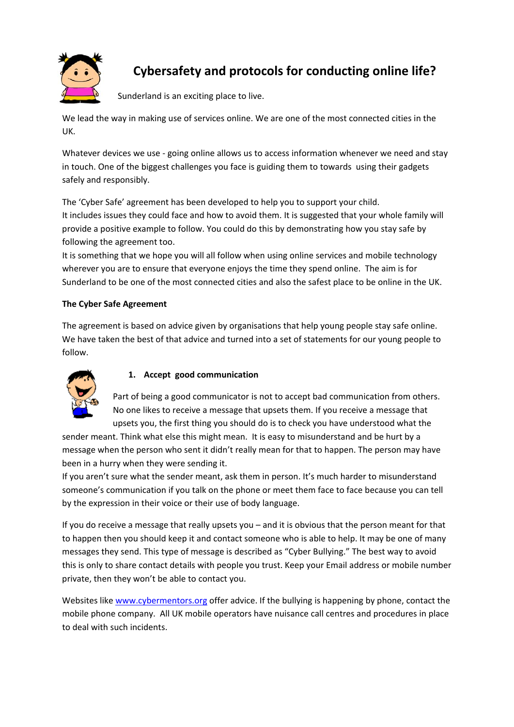# Cybersafety and protocols for conducting online life?

Sunderland is an exciting place to live.

We lead the way in making use of services online. We are one of the most connected cities in the UK.

Whatever devices we use - going online allows us to access information whenever we need and stay in touch. One of the biggest challenges you face is guiding them to towards using their gadgets safely and responsibly.

The 'Cyber Safe' agreement has been developed to help you to support your child.
It includes issues they could face and how to avoid them. It is suggested that your whole family will provide a positive example to follow. You could do this by demonstrating how you stay safe by following the agreement too.
It is something that we hope you will all follow when using online services and mobile technology wherever you are to ensure that everyone enjoys the time they spend online. The aim is for Sunderland to be one of the most connected cities and also the safest place to be online in the UK.

**The Cyber Safe Agreement**

The agreement is based on advice given by organisations that help young people stay safe online. We have taken the best of that advice and turned into a set of statements for our young people to follow.

1. **Accept good communication**

Part of being a good communicator is not to accept bad communication from others. No one likes to receive a message that upsets them. If you receive a message that upsets you, the first thing you should do is to check you have understood what the sender meant. Think what else this might mean. It is easy to misunderstand and be hurt by a message when the person who sent it didn't really mean for that to happen. The person may have been in a hurry when they were sending it.
If you aren't sure what the sender meant, ask them in person. It's much harder to misunderstand someone's communication if you talk on the phone or meet them face to face because you can tell by the expression in their voice or their use of body language.

If you do receive a message that really upsets you – and it is obvious that the person meant for that to happen then you should keep it and contact someone who is able to help. It may be one of many messages they send. This type of message is described as "Cyber Bullying." The best way to avoid this is only to share contact details with people you trust. Keep your Email address or mobile number private, then they won't be able to contact you.

Websites like www.cybermentors.org offer advice. If the bullying is happening by phone, contact the mobile phone company. All UK mobile operators have nuisance call centres and procedures in place to deal with such incidents.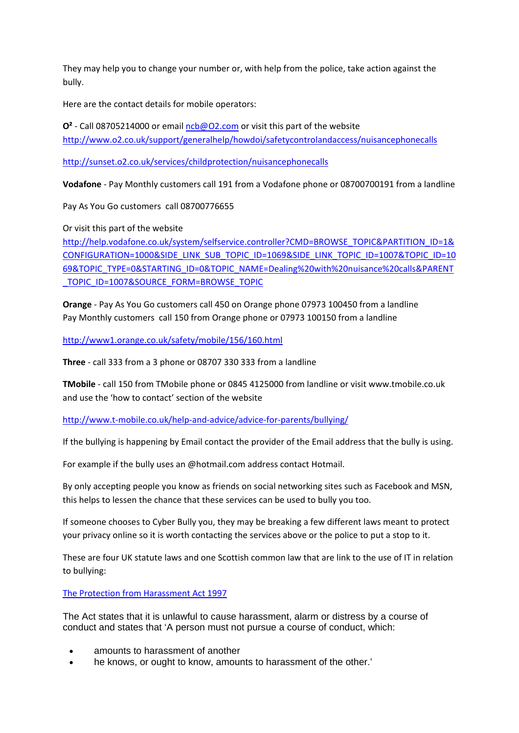They may help you to change your number or, with help from the police, take action against the bully.

Here are the contact details for mobile operators:

**O²** - Call 08705214000 or email ncb@O2.com or visit this part of the website http://www.o2.co.uk/support/generalhelp/howdoi/safetycontrolandaccess/nuisancephonecalls

http://sunset.o2.co.uk/services/childprotection/nuisancephonecalls

**Vodafone** - Pay Monthly customers call 191 from a Vodafone phone or 08700700191 from a landline

Pay As You Go customers call 08700776655

Or visit this part of the website http://help.vodafone.co.uk/system/selfservice.controller?CMD=BROWSE_TOPIC&PARTITION_ID=1&CONFIGURATION=1000&SIDE_LINK_SUB_TOPIC_ID=1069&SIDE_LINK_TOPIC_ID=1007&TOPIC_ID=1069&TOPIC_TYPE=0&STARTING_ID=0&TOPIC_NAME=Dealing%20with%20nuisance%20calls&PARENT_TOPIC_ID=1007&SOURCE_FORM=BROWSE_TOPIC

**Orange** - Pay As You Go customers call 450 on Orange phone 07973 100450 from a landline
Pay Monthly customers call 150 from Orange phone or 07973 100150 from a landline

http://www1.orange.co.uk/safety/mobile/156/160.html

**Three** - call 333 from a 3 phone or 08707 330 333 from a landline

**TMobile** - call 150 from TMobile phone or 0845 4125000 from landline or visit www.tmobile.co.uk and use the 'how to contact' section of the website

http://www.t-mobile.co.uk/help-and-advice/advice-for-parents/bullying/

If the bullying is happening by Email contact the provider of the Email address that the bully is using.

For example if the bully uses an @hotmail.com address contact Hotmail.

By only accepting people you know as friends on social networking sites such as Facebook and MSN, this helps to lessen the chance that these services can be used to bully you too.

If someone chooses to Cyber Bully you, they may be breaking a few different laws meant to protect your privacy online so it is worth contacting the services above or the police to put a stop to it.

These are four UK statute laws and one Scottish common law that are link to the use of IT in relation to bullying:

The Protection from Harassment Act 1997

The Act states that it is unlawful to cause harassment, alarm or distress by a course of conduct and states that 'A person must not pursue a course of conduct, which:

- amounts to harassment of another
- he knows, or ought to know, amounts to harassment of the other.'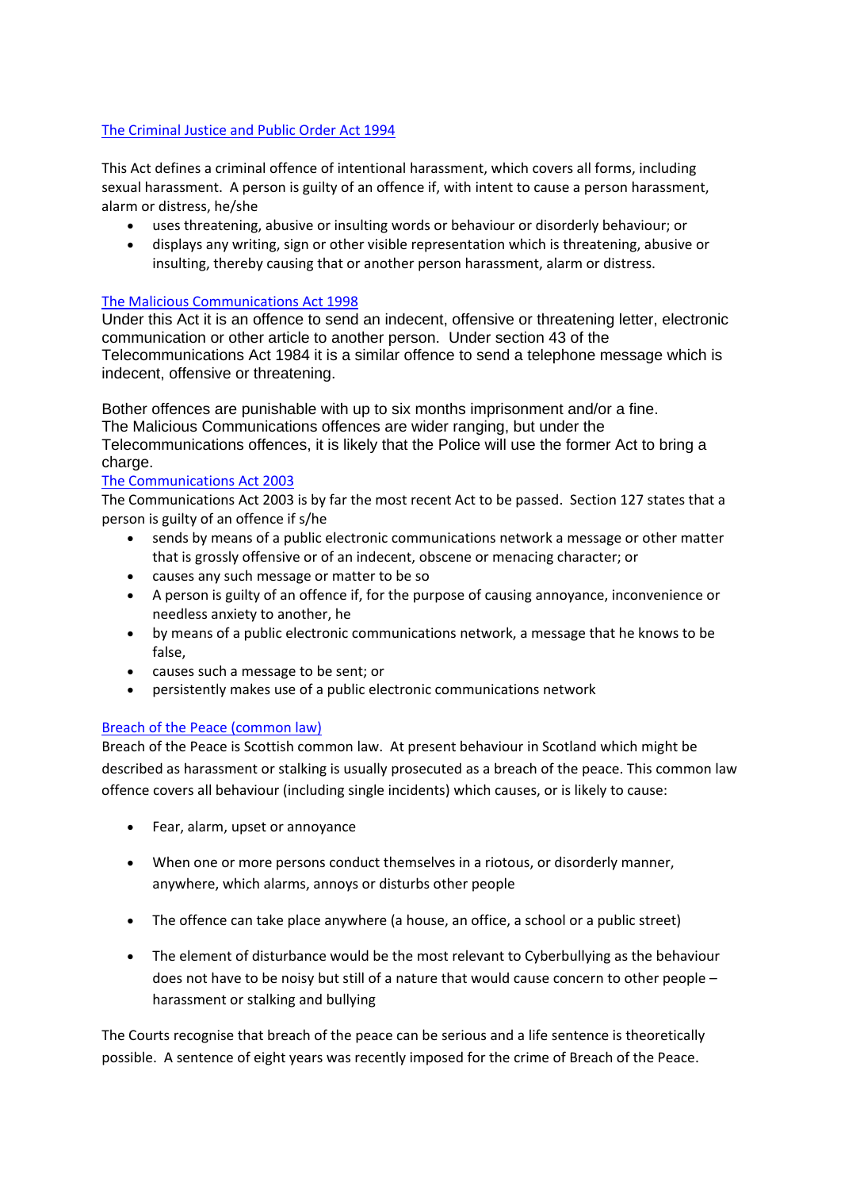[The Criminal Justice and Public Order Act 1994](#)

This Act defines a criminal offence of intentional harassment, which covers all forms, including sexual harassment. A person is guilty of an offence if, with intent to cause a person harassment, alarm or distress, he/she

- uses threatening, abusive or insulting words or behaviour or disorderly behaviour; or
- displays any writing, sign or other visible representation which is threatening, abusive or insulting, thereby causing that or another person harassment, alarm or distress.

[The Malicious Communications Act 1998](#)

Under this Act it is an offence to send an indecent, offensive or threatening letter, electronic communication or other article to another person. Under section 43 of the Telecommunications Act 1984 it is a similar offence to send a telephone message which is indecent, offensive or threatening.

Bother offences are punishable with up to six months imprisonment and/or a fine. The Malicious Communications offences are wider ranging, but under the Telecommunications offences, it is likely that the Police will use the former Act to bring a charge.

[The Communications Act 2003](#)

The Communications Act 2003 is by far the most recent Act to be passed. Section 127 states that a person is guilty of an offence if s/he

- sends by means of a public electronic communications network a message or other matter that is grossly offensive or of an indecent, obscene or menacing character; or
- causes any such message or matter to be so
- A person is guilty of an offence if, for the purpose of causing annoyance, inconvenience or needless anxiety to another, he
- by means of a public electronic communications network, a message that he knows to be false,
- causes such a message to be sent; or
- persistently makes use of a public electronic communications network

[Breach of the Peace (common law)](#)

Breach of the Peace is Scottish common law. At present behaviour in Scotland which might be described as harassment or stalking is usually prosecuted as a breach of the peace. This common law offence covers all behaviour (including single incidents) which causes, or is likely to cause:

- Fear, alarm, upset or annoyance
- When one or more persons conduct themselves in a riotous, or disorderly manner, anywhere, which alarms, annoys or disturbs other people
- The offence can take place anywhere (a house, an office, a school or a public street)
- The element of disturbance would be the most relevant to Cyberbullying as the behaviour does not have to be noisy but still of a nature that would cause concern to other people – harassment or stalking and bullying

The Courts recognise that breach of the peace can be serious and a life sentence is theoretically possible. A sentence of eight years was recently imposed for the crime of Breach of the Peace.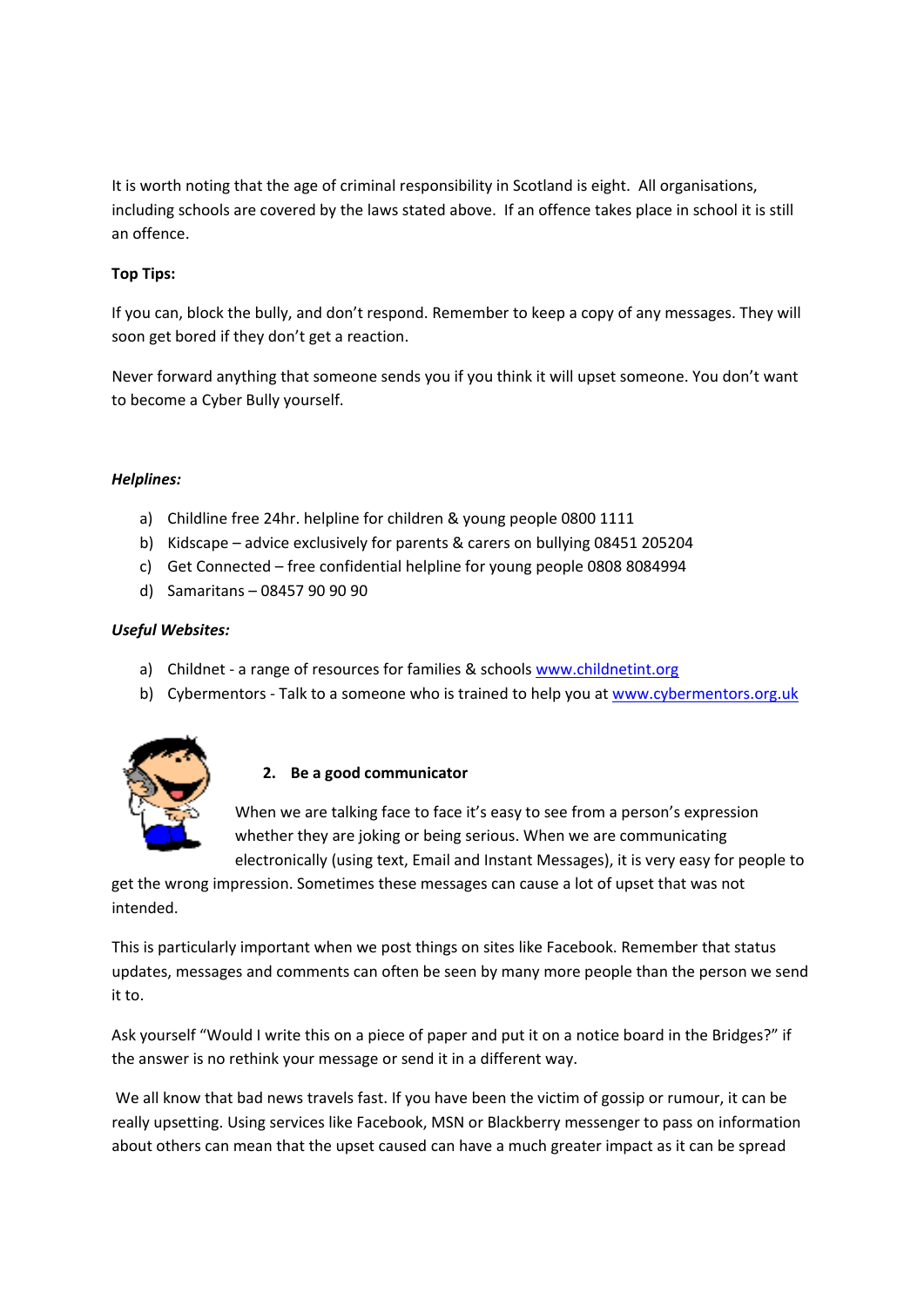It is worth noting that the age of criminal responsibility in Scotland is eight. All organisations, including schools are covered by the laws stated above. If an offence takes place in school it is still an offence.

**Top Tips:**

If you can, block the bully, and don't respond. Remember to keep a copy of any messages. They will soon get bored if they don't get a reaction.

Never forward anything that someone sends you if you think it will upset someone. You don't want to become a Cyber Bully yourself.

***Helplines:***

a) Childline free 24hr. helpline for children & young people 0800 1111
b) Kidscape – advice exclusively for parents & carers on bullying 08451 205204
c) Get Connected – free confidential helpline for young people 0808 8084994
d) Samaritans – 08457 90 90 90

***Useful Websites:***

a) Childnet - a range of resources for families & schools www.childnetint.org
b) Cybermentors - Talk to a someone who is trained to help you at www.cybermentors.org.uk

**2. Be a good communicator**

When we are talking face to face it's easy to see from a person's expression whether they are joking or being serious. When we are communicating electronically (using text, Email and Instant Messages), it is very easy for people to get the wrong impression. Sometimes these messages can cause a lot of upset that was not intended.

This is particularly important when we post things on sites like Facebook. Remember that status updates, messages and comments can often be seen by many more people than the person we send it to.

Ask yourself "Would I write this on a piece of paper and put it on a notice board in the Bridges?" if the answer is no rethink your message or send it in a different way.

We all know that bad news travels fast. If you have been the victim of gossip or rumour, it can be really upsetting. Using services like Facebook, MSN or Blackberry messenger to pass on information about others can mean that the upset caused can have a much greater impact as it can be spread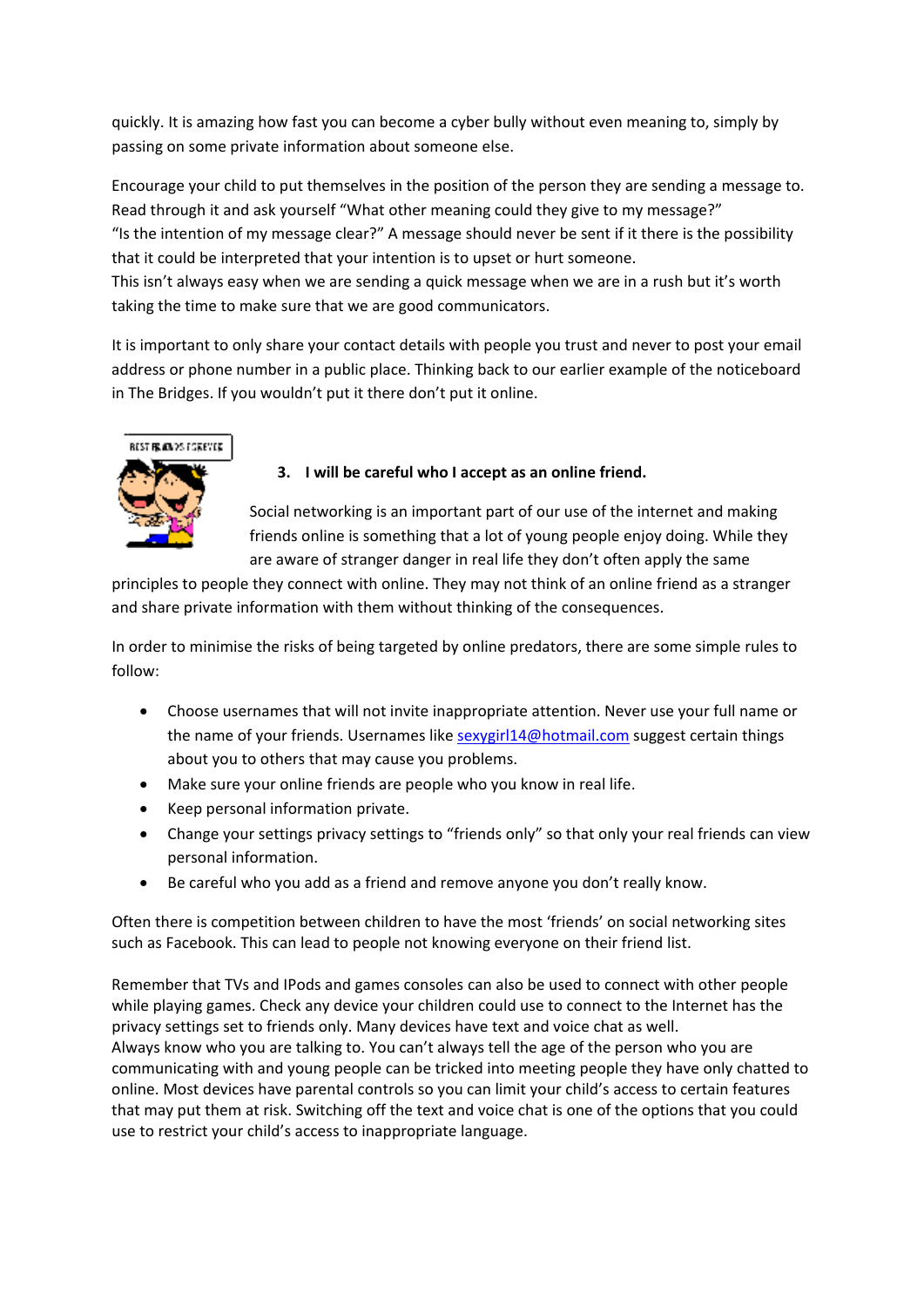quickly. It is amazing how fast you can become a cyber bully without even meaning to, simply by passing on some private information about someone else.

Encourage your child to put themselves in the position of the person they are sending a message to. Read through it and ask yourself "What other meaning could they give to my message?" "Is the intention of my message clear?" A message should never be sent if it there is the possibility that it could be interpreted that your intention is to upset or hurt someone.
This isn't always easy when we are sending a quick message when we are in a rush but it's worth taking the time to make sure that we are good communicators.

It is important to only share your contact details with people you trust and never to post your email address or phone number in a public place. Thinking back to our earlier example of the noticeboard in The Bridges. If you wouldn't put it there don't put it online.

### 3. I will be careful who I accept as an online friend.

Social networking is an important part of our use of the internet and making friends online is something that a lot of young people enjoy doing. While they are aware of stranger danger in real life they don't often apply the same principles to people they connect with online. They may not think of an online friend as a stranger and share private information with them without thinking of the consequences.

In order to minimise the risks of being targeted by online predators, there are some simple rules to follow:

- Choose usernames that will not invite inappropriate attention. Never use your full name or the name of your friends. Usernames like sexygirl14@hotmail.com suggest certain things about you to others that may cause you problems.
- Make sure your online friends are people who you know in real life.
- Keep personal information private.
- Change your settings privacy settings to "friends only" so that only your real friends can view personal information.
- Be careful who you add as a friend and remove anyone you don't really know.

Often there is competition between children to have the most 'friends' on social networking sites such as Facebook. This can lead to people not knowing everyone on their friend list.

Remember that TVs and IPods and games consoles can also be used to connect with other people while playing games. Check any device your children could use to connect to the Internet has the privacy settings set to friends only. Many devices have text and voice chat as well.
Always know who you are talking to. You can't always tell the age of the person who you are communicating with and young people can be tricked into meeting people they have only chatted to online. Most devices have parental controls so you can limit your child's access to certain features that may put them at risk. Switching off the text and voice chat is one of the options that you could use to restrict your child's access to inappropriate language.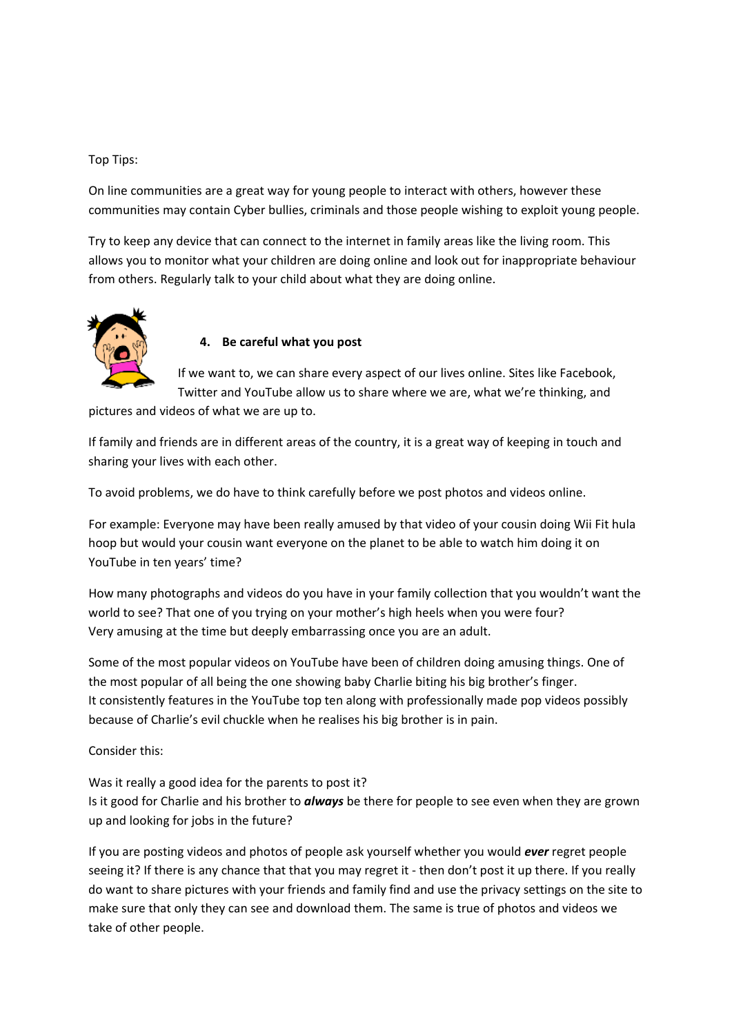Top Tips:

On line communities are a great way for young people to interact with others, however these communities may contain Cyber bullies, criminals and those people wishing to exploit young people.

Try to keep any device that can connect to the internet in family areas like the living room. This allows you to monitor what your children are doing online and look out for inappropriate behaviour from others. Regularly talk to your child about what they are doing online.

### 4. Be careful what you post

If we want to, we can share every aspect of our lives online. Sites like Facebook, Twitter and YouTube allow us to share where we are, what we're thinking, and pictures and videos of what we are up to.

If family and friends are in different areas of the country, it is a great way of keeping in touch and sharing your lives with each other.

To avoid problems, we do have to think carefully before we post photos and videos online.

For example: Everyone may have been really amused by that video of your cousin doing Wii Fit hula hoop but would your cousin want everyone on the planet to be able to watch him doing it on YouTube in ten years' time?

How many photographs and videos do you have in your family collection that you wouldn't want the world to see? That one of you trying on your mother's high heels when you were four?
Very amusing at the time but deeply embarrassing once you are an adult.

Some of the most popular videos on YouTube have been of children doing amusing things. One of the most popular of all being the one showing baby Charlie biting his big brother's finger.
It consistently features in the YouTube top ten along with professionally made pop videos possibly because of Charlie's evil chuckle when he realises his big brother is in pain.

Consider this:

Was it really a good idea for the parents to post it?
Is it good for Charlie and his brother to ***always*** be there for people to see even when they are grown up and looking for jobs in the future?

If you are posting videos and photos of people ask yourself whether you would ***ever*** regret people seeing it? If there is any chance that that you may regret it - then don't post it up there. If you really do want to share pictures with your friends and family find and use the privacy settings on the site to make sure that only they can see and download them. The same is true of photos and videos we take of other people.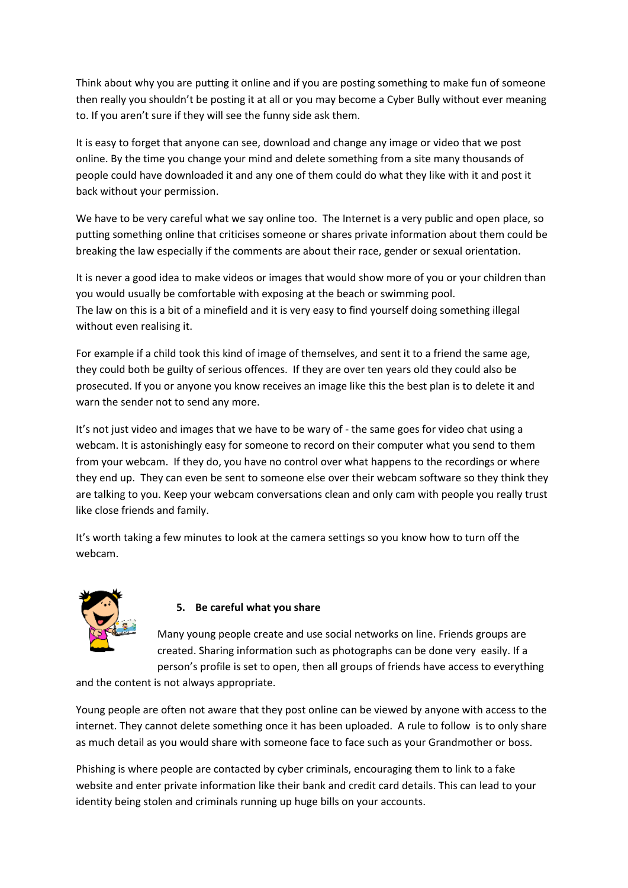Think about why you are putting it online and if you are posting something to make fun of someone then really you shouldn't be posting it at all or you may become a Cyber Bully without ever meaning to. If you aren't sure if they will see the funny side ask them.

It is easy to forget that anyone can see, download and change any image or video that we post online. By the time you change your mind and delete something from a site many thousands of people could have downloaded it and any one of them could do what they like with it and post it back without your permission.

We have to be very careful what we say online too. The Internet is a very public and open place, so putting something online that criticises someone or shares private information about them could be breaking the law especially if the comments are about their race, gender or sexual orientation.

It is never a good idea to make videos or images that would show more of you or your children than you would usually be comfortable with exposing at the beach or swimming pool.
The law on this is a bit of a minefield and it is very easy to find yourself doing something illegal without even realising it.

For example if a child took this kind of image of themselves, and sent it to a friend the same age, they could both be guilty of serious offences. If they are over ten years old they could also be prosecuted. If you or anyone you know receives an image like this the best plan is to delete it and warn the sender not to send any more.

It's not just video and images that we have to be wary of - the same goes for video chat using a webcam. It is astonishingly easy for someone to record on their computer what you send to them from your webcam. If they do, you have no control over what happens to the recordings or where they end up. They can even be sent to someone else over their webcam software so they think they are talking to you. Keep your webcam conversations clean and only cam with people you really trust like close friends and family.

It's worth taking a few minutes to look at the camera settings so you know how to turn off the webcam.

### 5. Be careful what you share

Many young people create and use social networks on line. Friends groups are created. Sharing information such as photographs can be done very easily. If a person's profile is set to open, then all groups of friends have access to everything and the content is not always appropriate.

Young people are often not aware that they post online can be viewed by anyone with access to the internet. They cannot delete something once it has been uploaded. A rule to follow is to only share as much detail as you would share with someone face to face such as your Grandmother or boss.

Phishing is where people are contacted by cyber criminals, encouraging them to link to a fake website and enter private information like their bank and credit card details. This can lead to your identity being stolen and criminals running up huge bills on your accounts.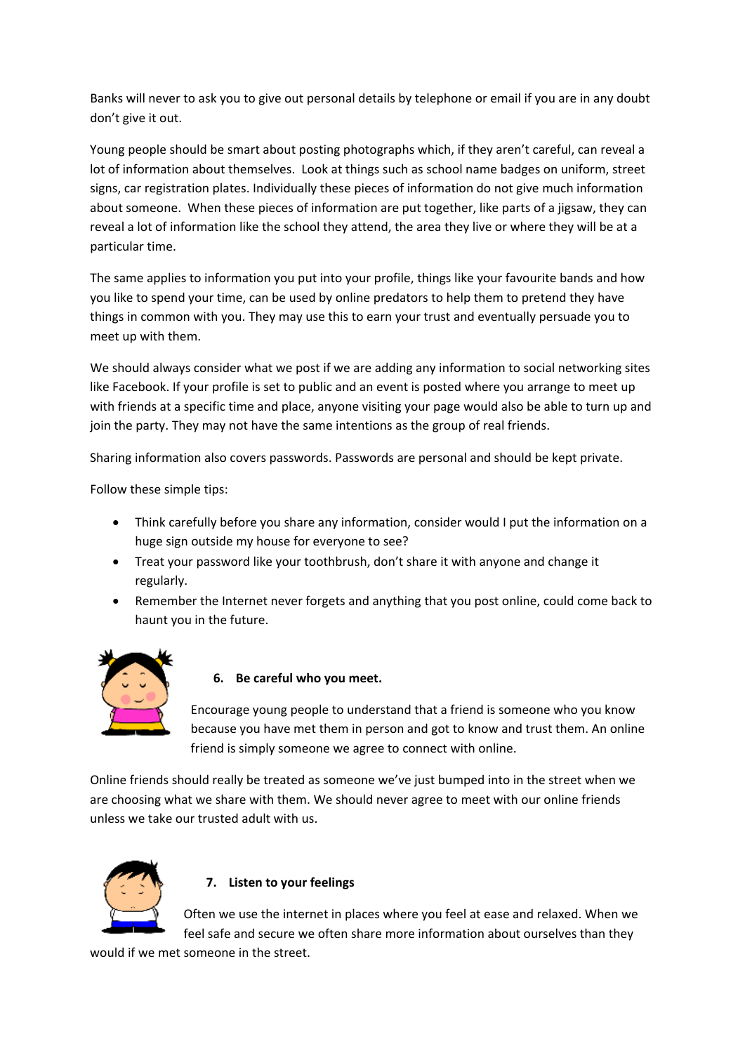Banks will never to ask you to give out personal details by telephone or email if you are in any doubt don't give it out.

Young people should be smart about posting photographs which, if they aren't careful, can reveal a lot of information about themselves. Look at things such as school name badges on uniform, street signs, car registration plates. Individually these pieces of information do not give much information about someone. When these pieces of information are put together, like parts of a jigsaw, they can reveal a lot of information like the school they attend, the area they live or where they will be at a particular time.

The same applies to information you put into your profile, things like your favourite bands and how you like to spend your time, can be used by online predators to help them to pretend they have things in common with you. They may use this to earn your trust and eventually persuade you to meet up with them.

We should always consider what we post if we are adding any information to social networking sites like Facebook. If your profile is set to public and an event is posted where you arrange to meet up with friends at a specific time and place, anyone visiting your page would also be able to turn up and join the party. They may not have the same intentions as the group of real friends.

Sharing information also covers passwords. Passwords are personal and should be kept private.

Follow these simple tips:

- Think carefully before you share any information, consider would I put the information on a huge sign outside my house for everyone to see?
- Treat your password like your toothbrush, don't share it with anyone and change it regularly.
- Remember the Internet never forgets and anything that you post online, could come back to haunt you in the future.

### 6. Be careful who you meet.

Encourage young people to understand that a friend is someone who you know because you have met them in person and got to know and trust them. An online friend is simply someone we agree to connect with online.

Online friends should really be treated as someone we've just bumped into in the street when we are choosing what we share with them. We should never agree to meet with our online friends unless we take our trusted adult with us.

### 7. Listen to your feelings

Often we use the internet in places where you feel at ease and relaxed. When we feel safe and secure we often share more information about ourselves than they would if we met someone in the street.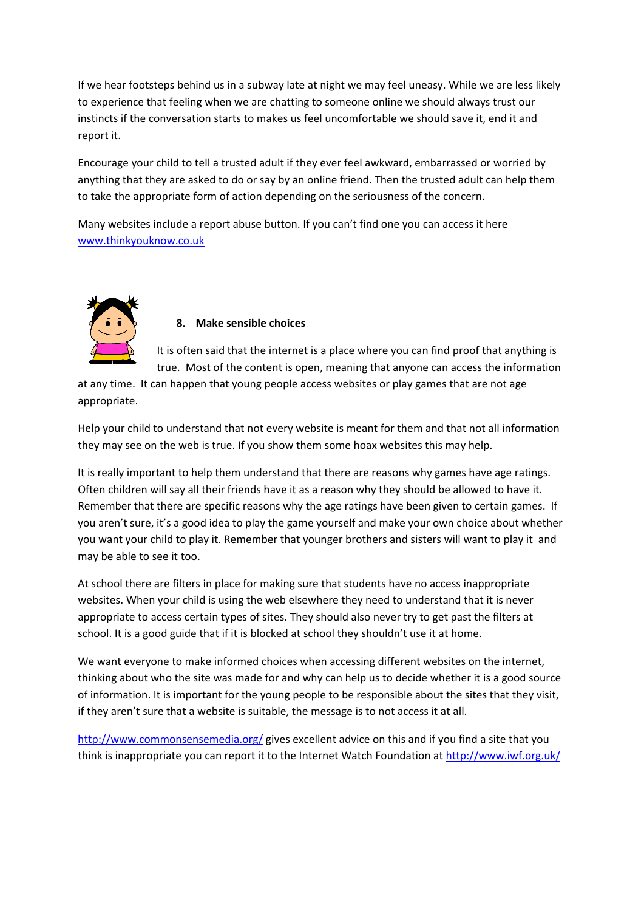If we hear footsteps behind us in a subway late at night we may feel uneasy. While we are less likely to experience that feeling when we are chatting to someone online we should always trust our instincts if the conversation starts to makes us feel uncomfortable we should save it, end it and report it.

Encourage your child to tell a trusted adult if they ever feel awkward, embarrassed or worried by anything that they are asked to do or say by an online friend. Then the trusted adult can help them to take the appropriate form of action depending on the seriousness of the concern.

Many websites include a report abuse button. If you can't find one you can access it here [www.thinkyouknow.co.uk](www.thinkyouknow.co.uk)

### 8. Make sensible choices

It is often said that the internet is a place where you can find proof that anything is true. Most of the content is open, meaning that anyone can access the information at any time. It can happen that young people access websites or play games that are not age appropriate.

Help your child to understand that not every website is meant for them and that not all information they may see on the web is true. If you show them some hoax websites this may help.

It is really important to help them understand that there are reasons why games have age ratings. Often children will say all their friends have it as a reason why they should be allowed to have it. Remember that there are specific reasons why the age ratings have been given to certain games. If you aren't sure, it's a good idea to play the game yourself and make your own choice about whether you want your child to play it. Remember that younger brothers and sisters will want to play it and may be able to see it too.

At school there are filters in place for making sure that students have no access inappropriate websites. When your child is using the web elsewhere they need to understand that it is never appropriate to access certain types of sites. They should also never try to get past the filters at school. It is a good guide that if it is blocked at school they shouldn't use it at home.

We want everyone to make informed choices when accessing different websites on the internet, thinking about who the site was made for and why can help us to decide whether it is a good source of information. It is important for the young people to be responsible about the sites that they visit, if they aren't sure that a website is suitable, the message is to not access it at all.

[http://www.commonsensemedia.org/](http://www.commonsensemedia.org/) gives excellent advice on this and if you find a site that you think is inappropriate you can report it to the Internet Watch Foundation at [http://www.iwf.org.uk/](http://www.iwf.org.uk/)